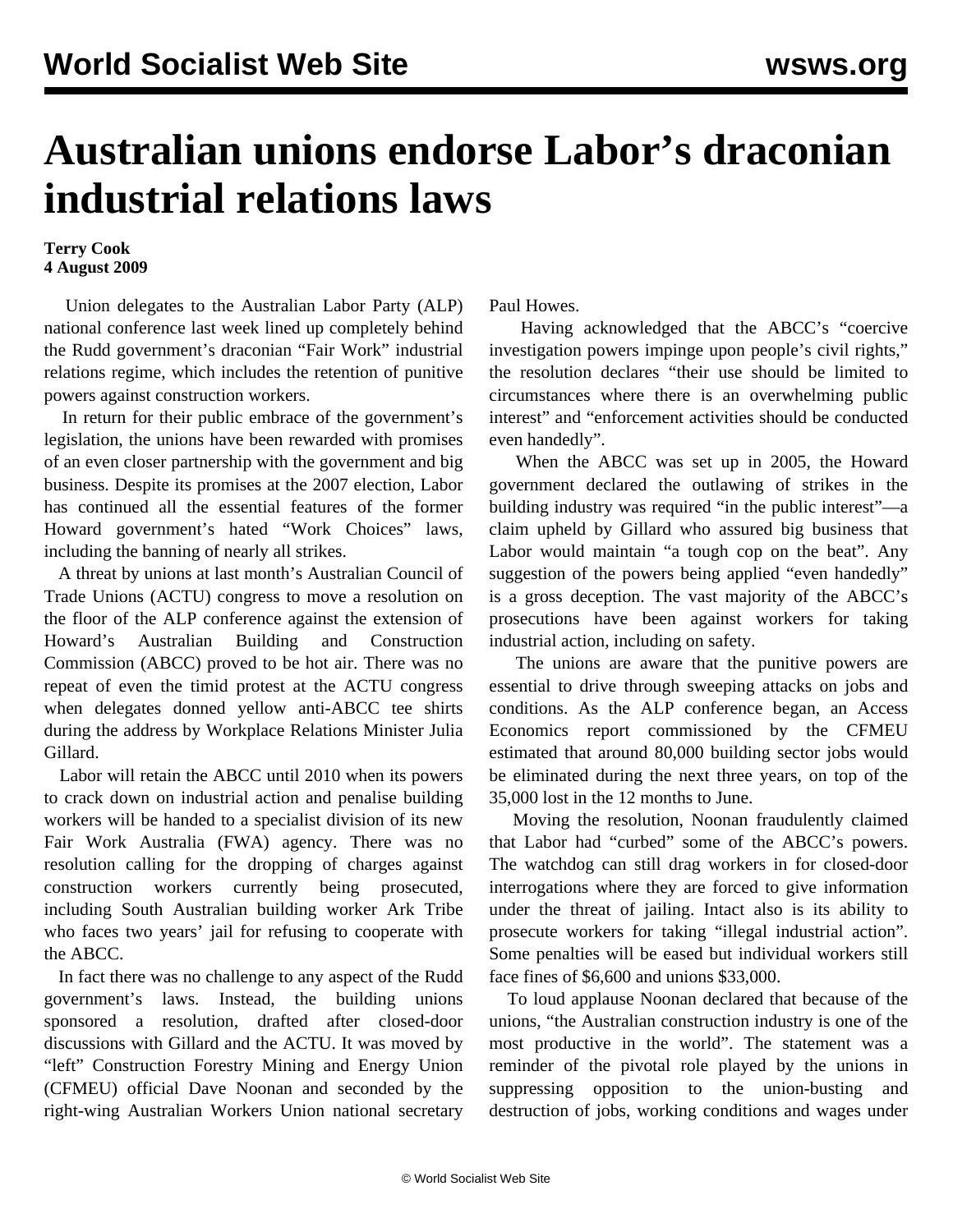# Australian unions endorse Labor's draconian industrial relations laws

**Terry Cook**
**4 August 2009**

Union delegates to the Australian Labor Party (ALP) national conference last week lined up completely behind the Rudd government's draconian "Fair Work" industrial relations regime, which includes the retention of punitive powers against construction workers.

In return for their public embrace of the government's legislation, the unions have been rewarded with promises of an even closer partnership with the government and big business. Despite its promises at the 2007 election, Labor has continued all the essential features of the former Howard government's hated "Work Choices" laws, including the banning of nearly all strikes.

A threat by unions at last month's Australian Council of Trade Unions (ACTU) congress to move a resolution on the floor of the ALP conference against the extension of Howard's Australian Building and Construction Commission (ABCC) proved to be hot air. There was no repeat of even the timid protest at the ACTU congress when delegates donned yellow anti-ABCC tee shirts during the address by Workplace Relations Minister Julia Gillard.

Labor will retain the ABCC until 2010 when its powers to crack down on industrial action and penalise building workers will be handed to a specialist division of its new Fair Work Australia (FWA) agency. There was no resolution calling for the dropping of charges against construction workers currently being prosecuted, including South Australian building worker Ark Tribe who faces two years' jail for refusing to cooperate with the ABCC.

In fact there was no challenge to any aspect of the Rudd government's laws. Instead, the building unions sponsored a resolution, drafted after closed-door discussions with Gillard and the ACTU. It was moved by "left" Construction Forestry Mining and Energy Union (CFMEU) official Dave Noonan and seconded by the right-wing Australian Workers Union national secretary Paul Howes.

Having acknowledged that the ABCC's "coercive investigation powers impinge upon people's civil rights," the resolution declares "their use should be limited to circumstances where there is an overwhelming public interest" and "enforcement activities should be conducted even handedly".

When the ABCC was set up in 2005, the Howard government declared the outlawing of strikes in the building industry was required "in the public interest"—a claim upheld by Gillard who assured big business that Labor would maintain "a tough cop on the beat". Any suggestion of the powers being applied "even handedly" is a gross deception. The vast majority of the ABCC's prosecutions have been against workers for taking industrial action, including on safety.

The unions are aware that the punitive powers are essential to drive through sweeping attacks on jobs and conditions. As the ALP conference began, an Access Economics report commissioned by the CFMEU estimated that around 80,000 building sector jobs would be eliminated during the next three years, on top of the 35,000 lost in the 12 months to June.

Moving the resolution, Noonan fraudulently claimed that Labor had "curbed" some of the ABCC's powers. The watchdog can still drag workers in for closed-door interrogations where they are forced to give information under the threat of jailing. Intact also is its ability to prosecute workers for taking "illegal industrial action". Some penalties will be eased but individual workers still face fines of $6,600 and unions $33,000.

To loud applause Noonan declared that because of the unions, "the Australian construction industry is one of the most productive in the world". The statement was a reminder of the pivotal role played by the unions in suppressing opposition to the union-busting and destruction of jobs, working conditions and wages under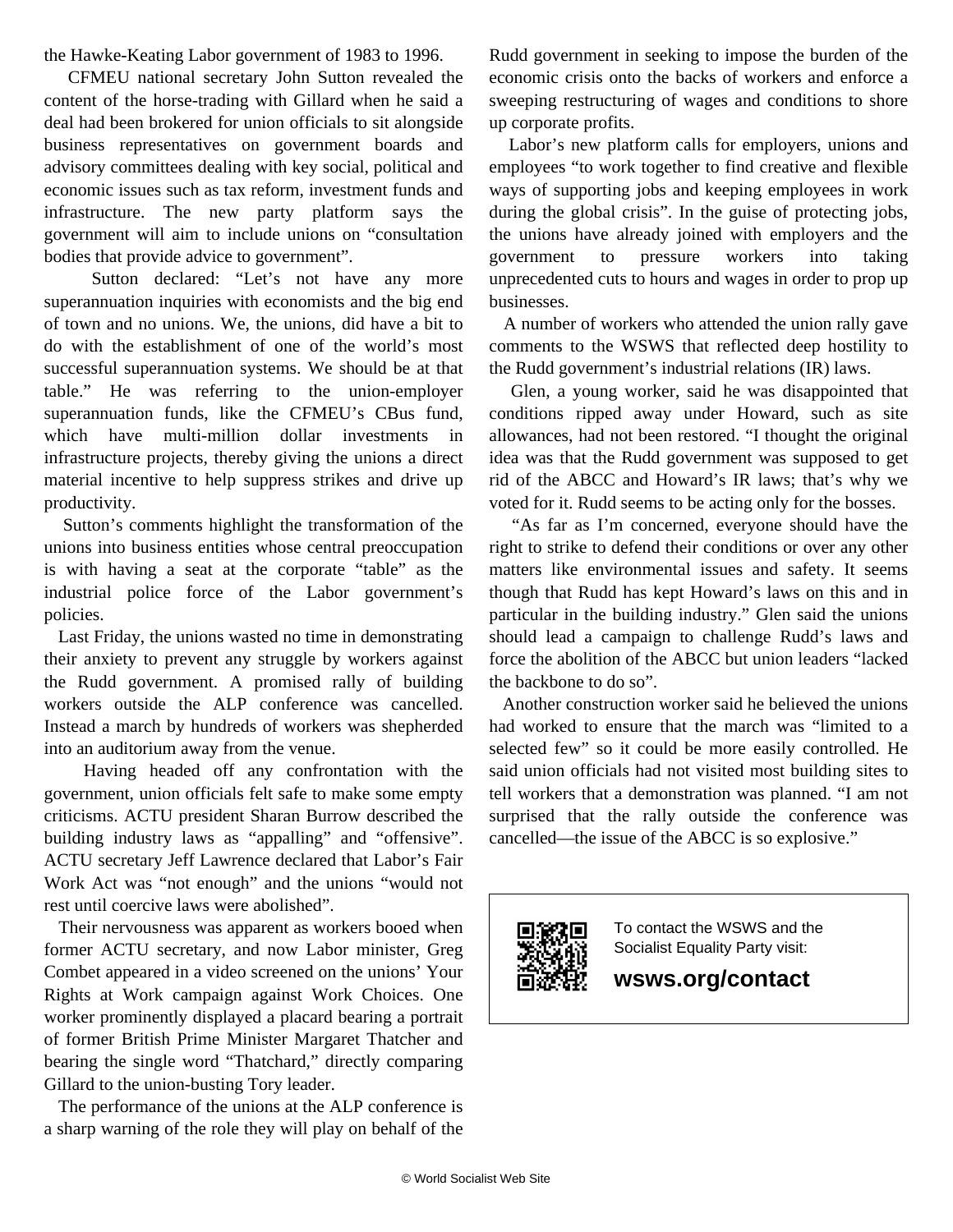the Hawke-Keating Labor government of 1983 to 1996.

CFMEU national secretary John Sutton revealed the content of the horse-trading with Gillard when he said a deal had been brokered for union officials to sit alongside business representatives on government boards and advisory committees dealing with key social, political and economic issues such as tax reform, investment funds and infrastructure. The new party platform says the government will aim to include unions on "consultation bodies that provide advice to government".

Sutton declared: "Let's not have any more superannuation inquiries with economists and the big end of town and no unions. We, the unions, did have a bit to do with the establishment of one of the world's most successful superannuation systems. We should be at that table." He was referring to the union-employer superannuation funds, like the CFMEU's CBus fund, which have multi-million dollar investments in infrastructure projects, thereby giving the unions a direct material incentive to help suppress strikes and drive up productivity.

Sutton's comments highlight the transformation of the unions into business entities whose central preoccupation is with having a seat at the corporate "table" as the industrial police force of the Labor government's policies.

Last Friday, the unions wasted no time in demonstrating their anxiety to prevent any struggle by workers against the Rudd government. A promised rally of building workers outside the ALP conference was cancelled. Instead a march by hundreds of workers was shepherded into an auditorium away from the venue.

Having headed off any confrontation with the government, union officials felt safe to make some empty criticisms. ACTU president Sharan Burrow described the building industry laws as "appalling" and "offensive". ACTU secretary Jeff Lawrence declared that Labor's Fair Work Act was "not enough" and the unions "would not rest until coercive laws were abolished".

Their nervousness was apparent as workers booed when former ACTU secretary, and now Labor minister, Greg Combet appeared in a video screened on the unions' Your Rights at Work campaign against Work Choices. One worker prominently displayed a placard bearing a portrait of former British Prime Minister Margaret Thatcher and bearing the single word "Thatchard," directly comparing Gillard to the union-busting Tory leader.

The performance of the unions at the ALP conference is a sharp warning of the role they will play on behalf of the Rudd government in seeking to impose the burden of the economic crisis onto the backs of workers and enforce a sweeping restructuring of wages and conditions to shore up corporate profits.

Labor's new platform calls for employers, unions and employees "to work together to find creative and flexible ways of supporting jobs and keeping employees in work during the global crisis". In the guise of protecting jobs, the unions have already joined with employers and the government to pressure workers into taking unprecedented cuts to hours and wages in order to prop up businesses.

A number of workers who attended the union rally gave comments to the WSWS that reflected deep hostility to the Rudd government's industrial relations (IR) laws.

Glen, a young worker, said he was disappointed that conditions ripped away under Howard, such as site allowances, had not been restored. "I thought the original idea was that the Rudd government was supposed to get rid of the ABCC and Howard's IR laws; that's why we voted for it. Rudd seems to be acting only for the bosses.

"As far as I'm concerned, everyone should have the right to strike to defend their conditions or over any other matters like environmental issues and safety. It seems though that Rudd has kept Howard's laws on this and in particular in the building industry." Glen said the unions should lead a campaign to challenge Rudd's laws and force the abolition of the ABCC but union leaders "lacked the backbone to do so".

Another construction worker said he believed the unions had worked to ensure that the march was "limited to a selected few" so it could be more easily controlled. He said union officials had not visited most building sites to tell workers that a demonstration was planned. "I am not surprised that the rally outside the conference was cancelled—the issue of the ABCC is so explosive."

To contact the WSWS and the Socialist Equality Party visit:

**wsws.org/contact**